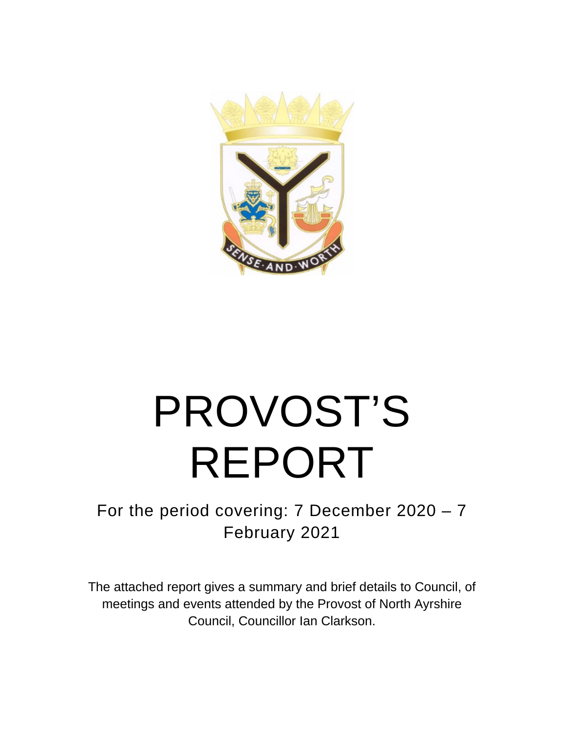# PROVOST'S REPORT

For the period covering: 7 December 2020 – 7 February 2021

The attached report gives a summary and brief details to Council, of meetings and events attended by the Provost of North Ayrshire Council, Councillor Ian Clarkson.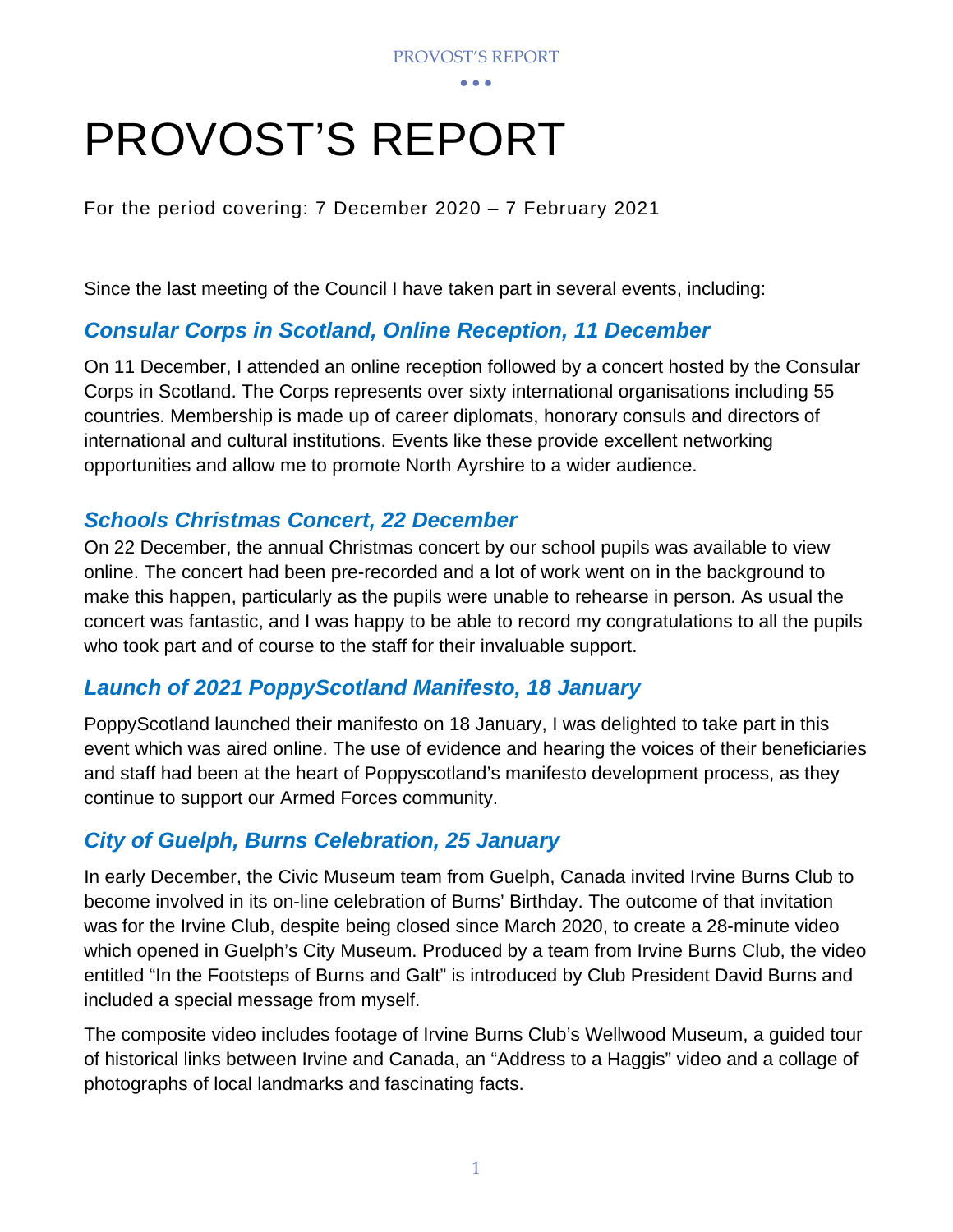# PROVOST'S REPORT

For the period covering: 7 December 2020 – 7 February 2021

Since the last meeting of the Council I have taken part in several events, including:

## *Consular Corps in Scotland, Online Reception, 11 December*

On 11 December, I attended an online reception followed by a concert hosted by the Consular Corps in Scotland. The Corps represents over sixty international organisations including 55 countries. Membership is made up of career diplomats, honorary consuls and directors of international and cultural institutions. Events like these provide excellent networking opportunities and allow me to promote North Ayrshire to a wider audience.

## *Schools Christmas Concert, 22 December*

On 22 December, the annual Christmas concert by our school pupils was available to view online. The concert had been pre-recorded and a lot of work went on in the background to make this happen, particularly as the pupils were unable to rehearse in person. As usual the concert was fantastic, and I was happy to be able to record my congratulations to all the pupils who took part and of course to the staff for their invaluable support.

## *Launch of 2021 PoppyScotland Manifesto, 18 January*

PoppyScotland launched their manifesto on 18 January, I was delighted to take part in this event which was aired online. The use of evidence and hearing the voices of their beneficiaries and staff had been at the heart of Poppyscotland's manifesto development process, as they continue to support our Armed Forces community.

## *City of Guelph, Burns Celebration, 25 January*

In early December, the Civic Museum team from Guelph, Canada invited Irvine Burns Club to become involved in its on-line celebration of Burns' Birthday. The outcome of that invitation was for the Irvine Club, despite being closed since March 2020, to create a 28-minute video which opened in Guelph's City Museum. Produced by a team from Irvine Burns Club, the video entitled "In the Footsteps of Burns and Galt" is introduced by Club President David Burns and included a special message from myself.

The composite video includes footage of Irvine Burns Club's Wellwood Museum, a guided tour of historical links between Irvine and Canada, an "Address to a Haggis" video and a collage of photographs of local landmarks and fascinating facts.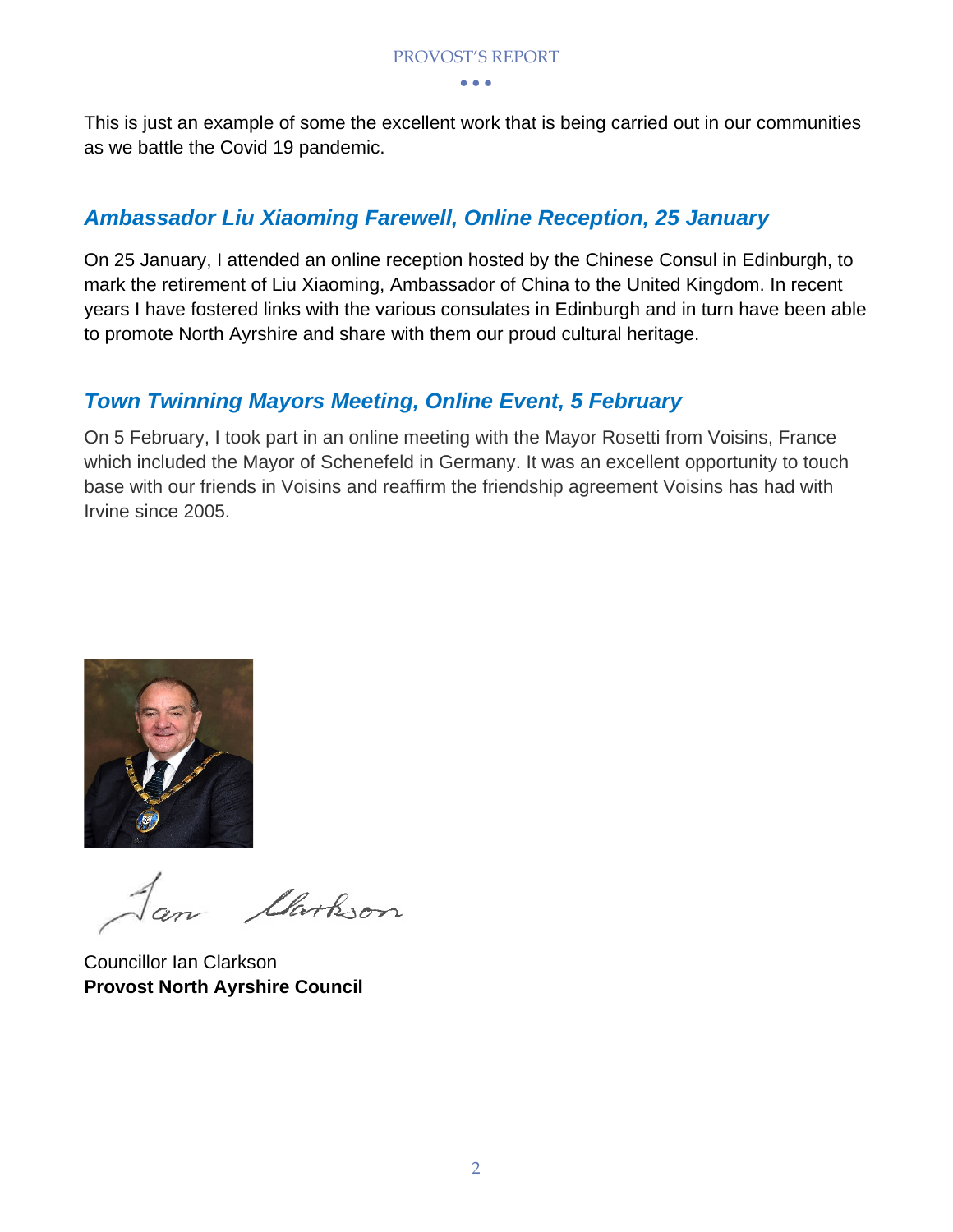This is just an example of some the excellent work that is being carried out in our communities as we battle the Covid 19 pandemic.

## *Ambassador Liu Xiaoming Farewell, Online Reception, 25 January*

On 25 January, I attended an online reception hosted by the Chinese Consul in Edinburgh, to mark the retirement of Liu Xiaoming, Ambassador of China to the United Kingdom. In recent years I have fostered links with the various consulates in Edinburgh and in turn have been able to promote North Ayrshire and share with them our proud cultural heritage.

## *Town Twinning Mayors Meeting, Online Event, 5 February*

On 5 February, I took part in an online meeting with the Mayor Rosetti from Voisins, France which included the Mayor of Schenefeld in Germany. It was an excellent opportunity to touch base with our friends in Voisins and reaffirm the friendship agreement Voisins has had with Irvine since 2005.

Ian Clarkson

Councillor Ian Clarkson
**Provost North Ayrshire Council**